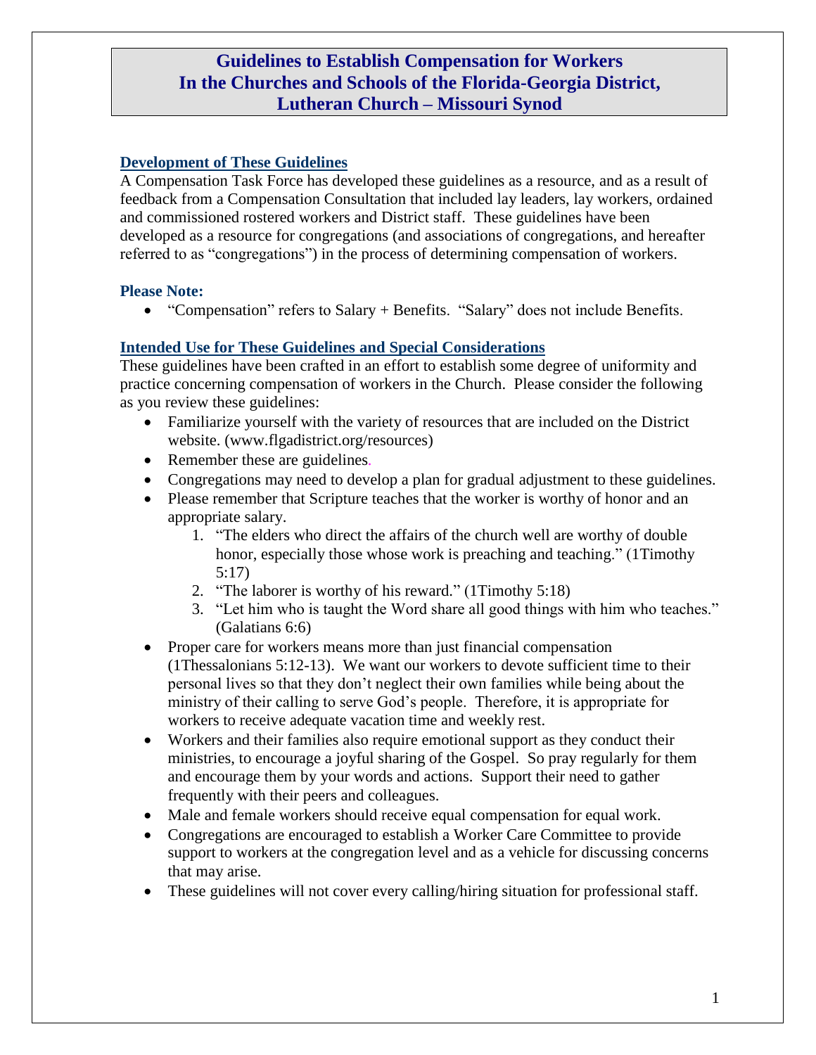# Guidelines to Establish Compensation for Workers In the Churches and Schools of the Florida-Georgia District, Lutheran Church – Missouri Synod

## Development of These Guidelines

A Compensation Task Force has developed these guidelines as a resource, and as a result of feedback from a Compensation Consultation that included lay leaders, lay workers, ordained and commissioned rostered workers and District staff. These guidelines have been developed as a resource for congregations (and associations of congregations, and hereafter referred to as "congregations") in the process of determining compensation of workers.

### Please Note:

- "Compensation" refers to Salary + Benefits. "Salary" does not include Benefits.

## Intended Use for These Guidelines and Special Considerations

These guidelines have been crafted in an effort to establish some degree of uniformity and practice concerning compensation of workers in the Church. Please consider the following as you review these guidelines:

- Familiarize yourself with the variety of resources that are included on the District website. (www.flgadistrict.org/resources)
- Remember these are guidelines.
- Congregations may need to develop a plan for gradual adjustment to these guidelines.
- Please remember that Scripture teaches that the worker is worthy of honor and an appropriate salary.
  1. "The elders who direct the affairs of the church well are worthy of double honor, especially those whose work is preaching and teaching." (1Timothy 5:17)
  2. "The laborer is worthy of his reward." (1Timothy 5:18)
  3. "Let him who is taught the Word share all good things with him who teaches." (Galatians 6:6)
- Proper care for workers means more than just financial compensation (1Thessalonians 5:12-13). We want our workers to devote sufficient time to their personal lives so that they don't neglect their own families while being about the ministry of their calling to serve God's people. Therefore, it is appropriate for workers to receive adequate vacation time and weekly rest.
- Workers and their families also require emotional support as they conduct their ministries, to encourage a joyful sharing of the Gospel. So pray regularly for them and encourage them by your words and actions. Support their need to gather frequently with their peers and colleagues.
- Male and female workers should receive equal compensation for equal work.
- Congregations are encouraged to establish a Worker Care Committee to provide support to workers at the congregation level and as a vehicle for discussing concerns that may arise.
- These guidelines will not cover every calling/hiring situation for professional staff.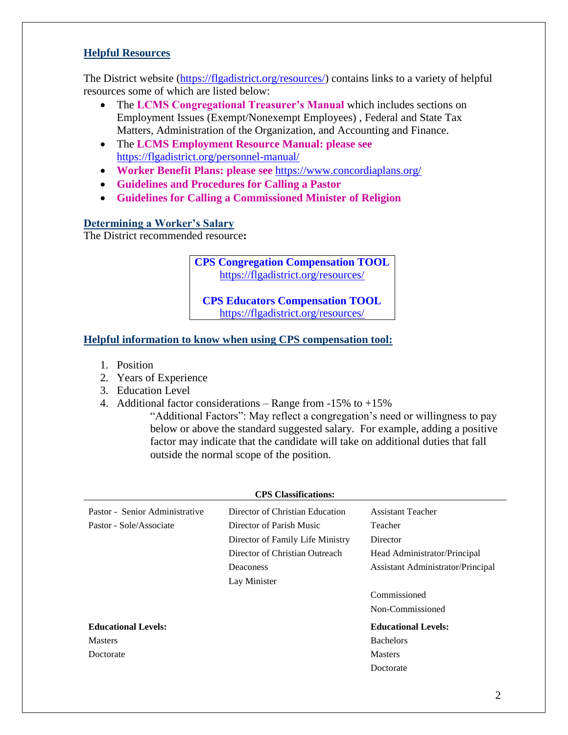## Helpful Resources

The District website (https://flgadistrict.org/resources/) contains links to a variety of helpful resources some of which are listed below:

- The **LCMS Congregational Treasurer's Manual** which includes sections on Employment Issues (Exempt/Nonexempt Employees) , Federal and State Tax Matters, Administration of the Organization, and Accounting and Finance.
- The **LCMS Employment Resource Manual: please see** https://flgadistrict.org/personnel-manual/
- **Worker Benefit Plans: please see** https://www.concordiaplans.org/
- **Guidelines and Procedures for Calling a Pastor**
- **Guidelines for Calling a Commissioned Minister of Religion**

## Determining a Worker's Salary

The District recommended resource**:**

| **CPS Congregation Compensation TOOL** https://flgadistrict.org/resources/ |
|---|
| **CPS Educators Compensation TOOL** https://flgadistrict.org/resources/ |

## Helpful information to know when using CPS compensation tool:

1. Position
2. Years of Experience
3. Education Level
4. Additional factor considerations – Range from -15% to +15%

   "Additional Factors": May reflect a congregation's need or willingness to pay below or above the standard suggested salary. For example, adding a positive factor may indicate that the candidate will take on additional duties that fall outside the normal scope of the position.

**CPS Classifications:**

| | | |
|---|---|---|
| Pastor - Senior Administrative | Director of Christian Education | Assistant Teacher |
| Pastor - Sole/Associate | Director of Parish Music | Teacher |
| | Director of Family Life Ministry | Director |
| | Director of Christian Outreach | Head Administrator/Principal |
| | Deaconess | Assistant Administrator/Principal |
| | Lay Minister | |
| | | Commissioned |
| | | Non-Commissioned |
| **Educational Levels:** | | **Educational Levels:** |
| Masters | | Bachelors |
| Doctorate | | Masters |
| | | Doctorate |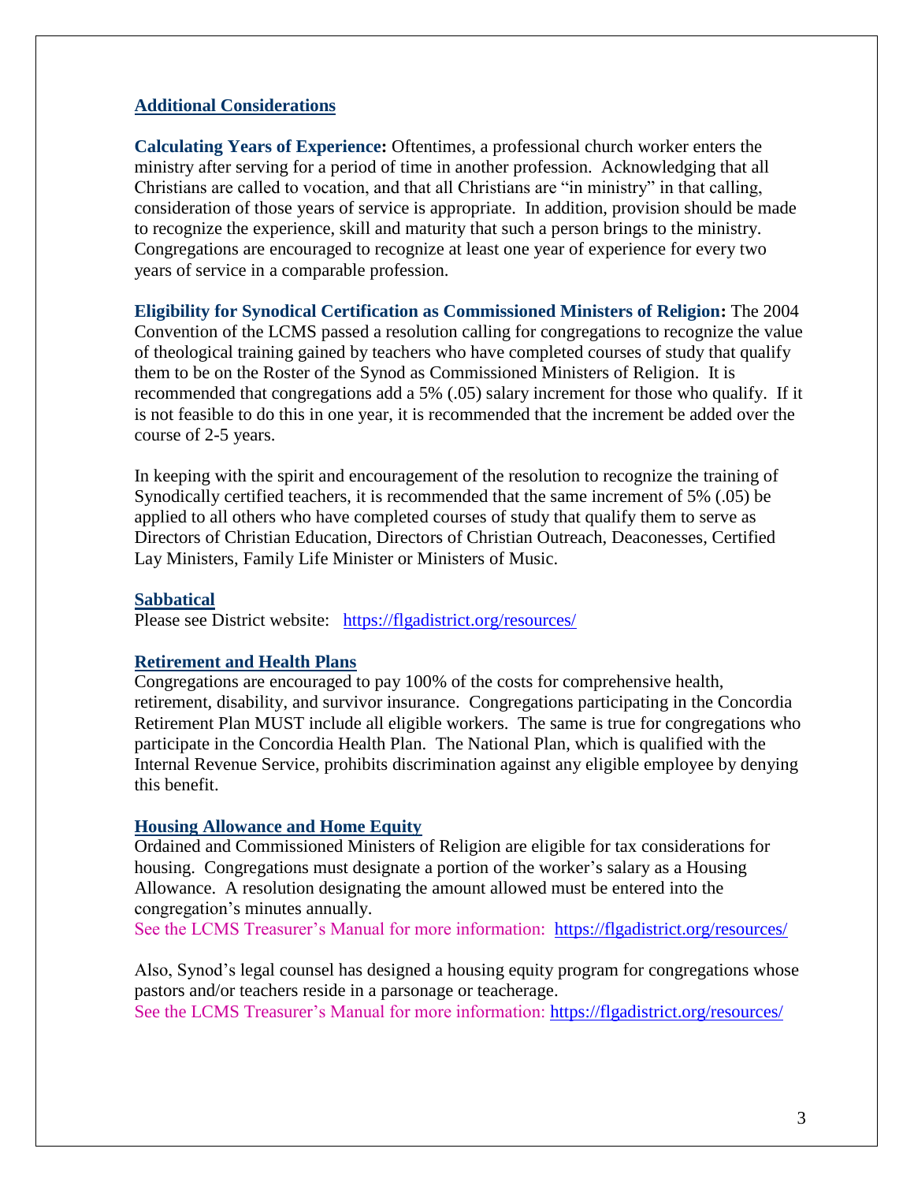## Additional Considerations

**Calculating Years of Experience:** Oftentimes, a professional church worker enters the ministry after serving for a period of time in another profession. Acknowledging that all Christians are called to vocation, and that all Christians are "in ministry" in that calling, consideration of those years of service is appropriate. In addition, provision should be made to recognize the experience, skill and maturity that such a person brings to the ministry. Congregations are encouraged to recognize at least one year of experience for every two years of service in a comparable profession.

**Eligibility for Synodical Certification as Commissioned Ministers of Religion:** The 2004 Convention of the LCMS passed a resolution calling for congregations to recognize the value of theological training gained by teachers who have completed courses of study that qualify them to be on the Roster of the Synod as Commissioned Ministers of Religion. It is recommended that congregations add a 5% (.05) salary increment for those who qualify. If it is not feasible to do this in one year, it is recommended that the increment be added over the course of 2-5 years.

In keeping with the spirit and encouragement of the resolution to recognize the training of Synodically certified teachers, it is recommended that the same increment of 5% (.05) be applied to all others who have completed courses of study that qualify them to serve as Directors of Christian Education, Directors of Christian Outreach, Deaconesses, Certified Lay Ministers, Family Life Minister or Ministers of Music.

### Sabbatical

Please see District website: https://flgadistrict.org/resources/

### Retirement and Health Plans

Congregations are encouraged to pay 100% of the costs for comprehensive health, retirement, disability, and survivor insurance. Congregations participating in the Concordia Retirement Plan MUST include all eligible workers. The same is true for congregations who participate in the Concordia Health Plan. The National Plan, which is qualified with the Internal Revenue Service, prohibits discrimination against any eligible employee by denying this benefit.

### Housing Allowance and Home Equity

Ordained and Commissioned Ministers of Religion are eligible for tax considerations for housing. Congregations must designate a portion of the worker's salary as a Housing Allowance. A resolution designating the amount allowed must be entered into the congregation's minutes annually.
See the LCMS Treasurer's Manual for more information: https://flgadistrict.org/resources/

Also, Synod's legal counsel has designed a housing equity program for congregations whose pastors and/or teachers reside in a parsonage or teacherage.
See the LCMS Treasurer's Manual for more information: https://flgadistrict.org/resources/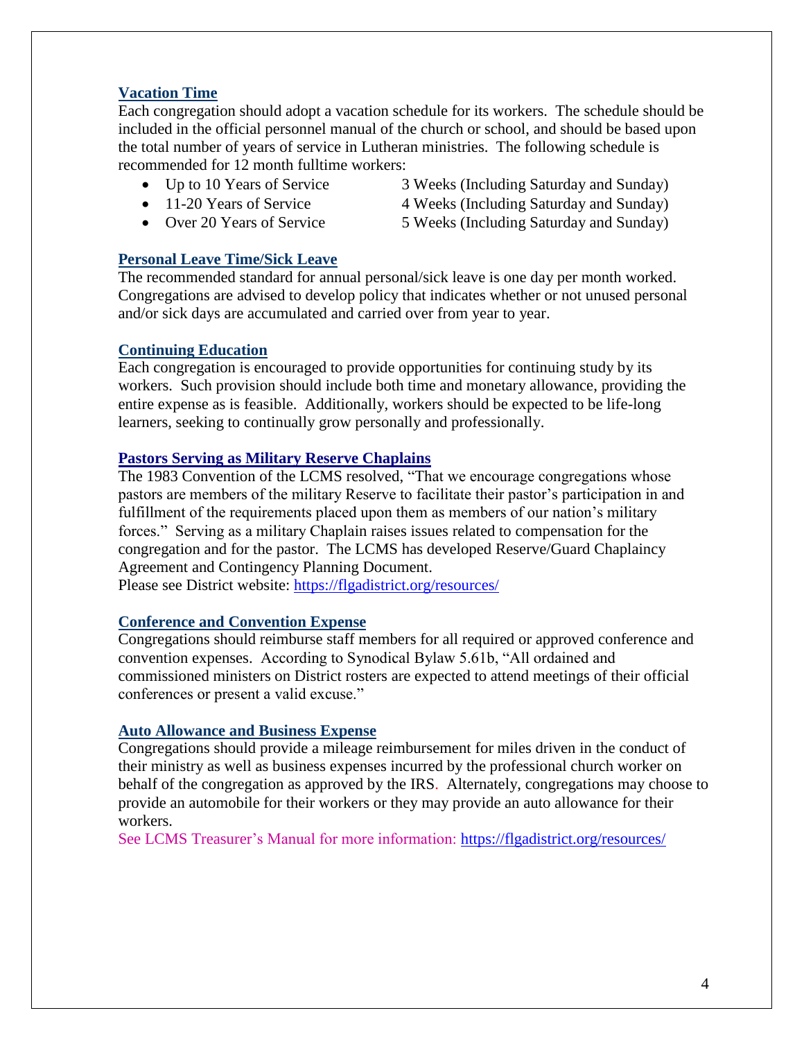## Vacation Time

Each congregation should adopt a vacation schedule for its workers. The schedule should be included in the official personnel manual of the church or school, and should be based upon the total number of years of service in Lutheran ministries. The following schedule is recommended for 12 month fulltime workers:

- Up to 10 Years of Service — 3 Weeks (Including Saturday and Sunday)
- 11-20 Years of Service — 4 Weeks (Including Saturday and Sunday)
- Over 20 Years of Service — 5 Weeks (Including Saturday and Sunday)

## Personal Leave Time/Sick Leave

The recommended standard for annual personal/sick leave is one day per month worked. Congregations are advised to develop policy that indicates whether or not unused personal and/or sick days are accumulated and carried over from year to year.

## Continuing Education

Each congregation is encouraged to provide opportunities for continuing study by its workers. Such provision should include both time and monetary allowance, providing the entire expense as is feasible. Additionally, workers should be expected to be life-long learners, seeking to continually grow personally and professionally.

## Pastors Serving as Military Reserve Chaplains

The 1983 Convention of the LCMS resolved, "That we encourage congregations whose pastors are members of the military Reserve to facilitate their pastor's participation in and fulfillment of the requirements placed upon them as members of our nation's military forces." Serving as a military Chaplain raises issues related to compensation for the congregation and for the pastor. The LCMS has developed Reserve/Guard Chaplaincy Agreement and Contingency Planning Document.

Please see District website: https://flgadistrict.org/resources/

## Conference and Convention Expense

Congregations should reimburse staff members for all required or approved conference and convention expenses. According to Synodical Bylaw 5.61b, "All ordained and commissioned ministers on District rosters are expected to attend meetings of their official conferences or present a valid excuse."

## Auto Allowance and Business Expense

Congregations should provide a mileage reimbursement for miles driven in the conduct of their ministry as well as business expenses incurred by the professional church worker on behalf of the congregation as approved by the IRS. Alternately, congregations may choose to provide an automobile for their workers or they may provide an auto allowance for their workers.

See LCMS Treasurer's Manual for more information: https://flgadistrict.org/resources/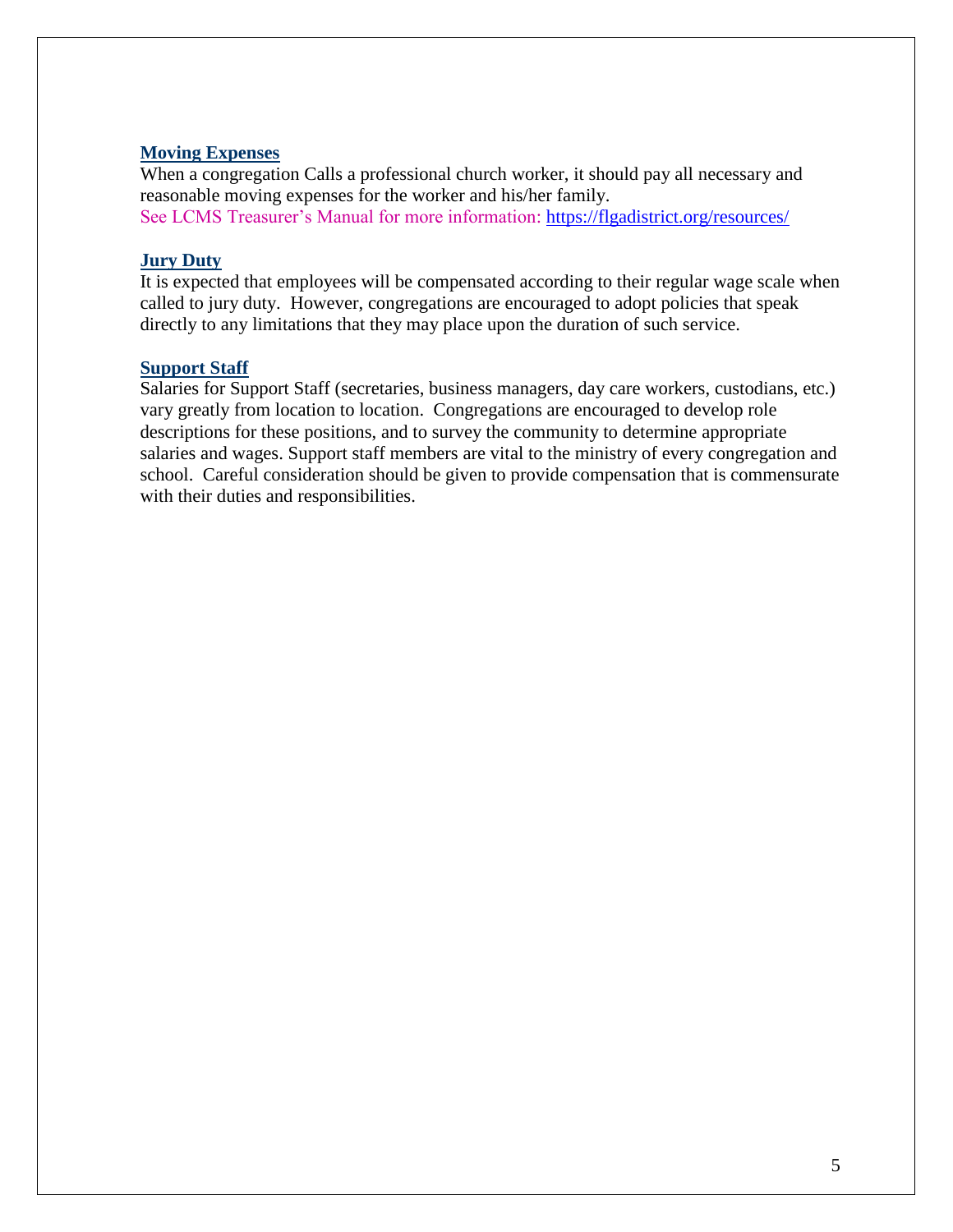### Moving Expenses

When a congregation Calls a professional church worker, it should pay all necessary and reasonable moving expenses for the worker and his/her family.
See LCMS Treasurer's Manual for more information: https://flgadistrict.org/resources/

### Jury Duty

It is expected that employees will be compensated according to their regular wage scale when called to jury duty. However, congregations are encouraged to adopt policies that speak directly to any limitations that they may place upon the duration of such service.

### Support Staff

Salaries for Support Staff (secretaries, business managers, day care workers, custodians, etc.) vary greatly from location to location. Congregations are encouraged to develop role descriptions for these positions, and to survey the community to determine appropriate salaries and wages. Support staff members are vital to the ministry of every congregation and school. Careful consideration should be given to provide compensation that is commensurate with their duties and responsibilities.